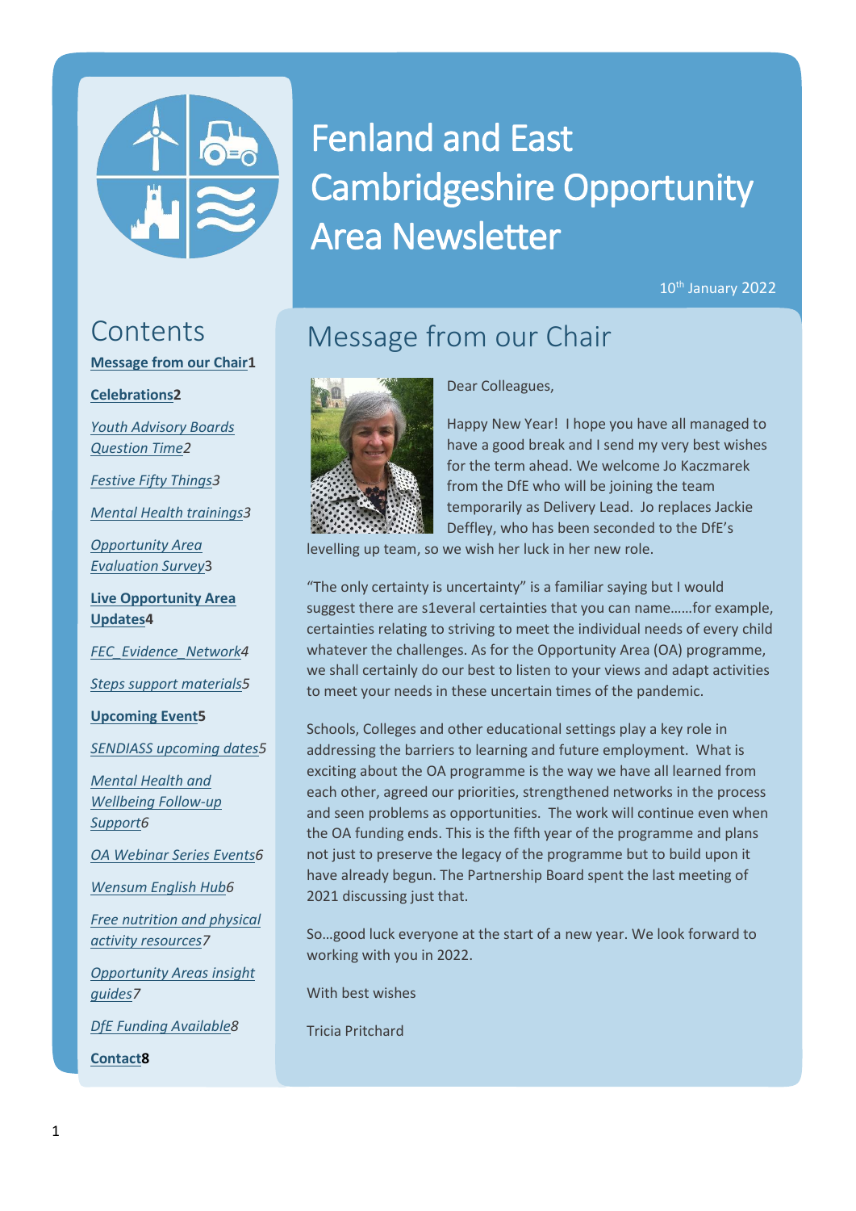# Fenland and East Cambridgeshire Opportunity Area Newsletter

10th January 2022

## Contents

**Message from our Chair** 1

**Celebrations** 2

*Youth Advisory Boards Question Time* 2

*Festive Fifty Things* 3

*Mental Health trainings* 3

*Opportunity Area Evaluation Survey* 3

**Live Opportunity Area Updates** 4

*FEC_Evidence_Network* 4

*Steps support materials* 5

**Upcoming Event** 5

*SENDIASS upcoming dates* 5

*Mental Health and Wellbeing Follow-up Support* 6

*OA Webinar Series Events* 6

*Wensum English Hub* 6

*Free nutrition and physical activity resources* 7

*Opportunity Areas insight guides* 7

*DfE Funding Available* 8

**Contact** 8

## Message from our Chair

Dear Colleagues,

Happy New Year! I hope you have all managed to have a good break and I send my very best wishes for the term ahead. We welcome Jo Kaczmarek from the DfE who will be joining the team temporarily as Delivery Lead. Jo replaces Jackie Deffley, who has been seconded to the DfE's levelling up team, so we wish her luck in her new role.

"The only certainty is uncertainty" is a familiar saying but I would suggest there are s1everal certainties that you can name……for example, certainties relating to striving to meet the individual needs of every child whatever the challenges. As for the Opportunity Area (OA) programme, we shall certainly do our best to listen to your views and adapt activities to meet your needs in these uncertain times of the pandemic.

Schools, Colleges and other educational settings play a key role in addressing the barriers to learning and future employment. What is exciting about the OA programme is the way we have all learned from each other, agreed our priorities, strengthened networks in the process and seen problems as opportunities. The work will continue even when the OA funding ends. This is the fifth year of the programme and plans not just to preserve the legacy of the programme but to build upon it have already begun. The Partnership Board spent the last meeting of 2021 discussing just that.

So…good luck everyone at the start of a new year. We look forward to working with you in 2022.

With best wishes

Tricia Pritchard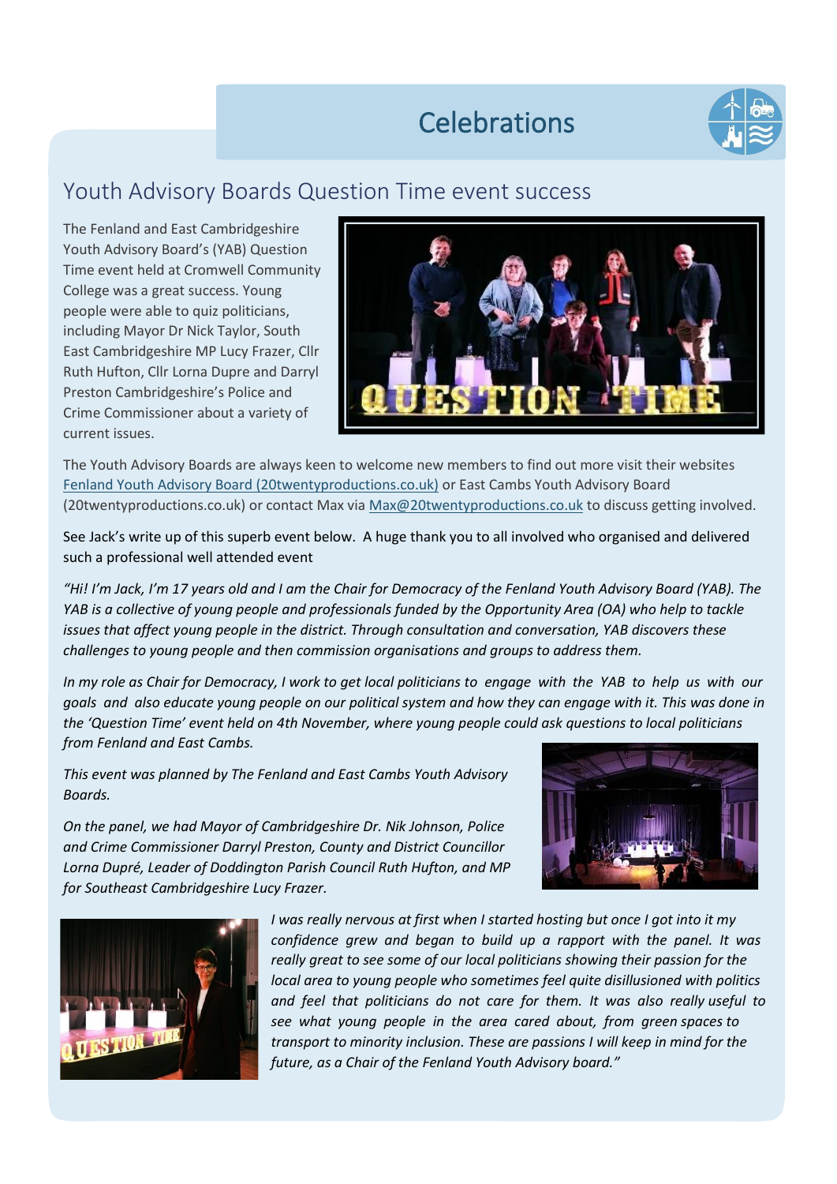# Celebrations

## Youth Advisory Boards Question Time event success

The Fenland and East Cambridgeshire Youth Advisory Board's (YAB) Question Time event held at Cromwell Community College was a great success. Young people were able to quiz politicians, including Mayor Dr Nick Taylor, South East Cambridgeshire MP Lucy Frazer, Cllr Ruth Hufton, Cllr Lorna Dupre and Darryl Preston Cambridgeshire's Police and Crime Commissioner about a variety of current issues.

The Youth Advisory Boards are always keen to welcome new members to find out more visit their websites [Fenland Youth Advisory Board (20twentyproductions.co.uk)](20twentyproductions.co.uk) or East Cambs Youth Advisory Board (20twentyproductions.co.uk) or contact Max via Max@20twentyproductions.co.uk to discuss getting involved.

See Jack's write up of this superb event below. A huge thank you to all involved who organised and delivered such a professional well attended event

*"Hi! I'm Jack, I'm 17 years old and I am the Chair for Democracy of the Fenland Youth Advisory Board (YAB). The YAB is a collective of young people and professionals funded by the Opportunity Area (OA) who help to tackle issues that affect young people in the district. Through consultation and conversation, YAB discovers these challenges to young people and then commission organisations and groups to address them.*

*In my role as Chair for Democracy, I work to get local politicians to engage with the YAB to help us with our goals and also educate young people on our political system and how they can engage with it. This was done in the 'Question Time' event held on 4th November, where young people could ask questions to local politicians from Fenland and East Cambs.*

*This event was planned by The Fenland and East Cambs Youth Advisory Boards.*

*On the panel, we had Mayor of Cambridgeshire Dr. Nik Johnson, Police and Crime Commissioner Darryl Preston, County and District Councillor Lorna Dupré, Leader of Doddington Parish Council Ruth Hufton, and MP for Southeast Cambridgeshire Lucy Frazer.*

*I was really nervous at first when I started hosting but once I got into it my confidence grew and began to build up a rapport with the panel. It was really great to see some of our local politicians showing their passion for the local area to young people who sometimes feel quite disillusioned with politics and feel that politicians do not care for them. It was also really useful to see what young people in the area cared about, from green spaces to transport to minority inclusion. These are passions I will keep in mind for the future, as a Chair of the Fenland Youth Advisory board."*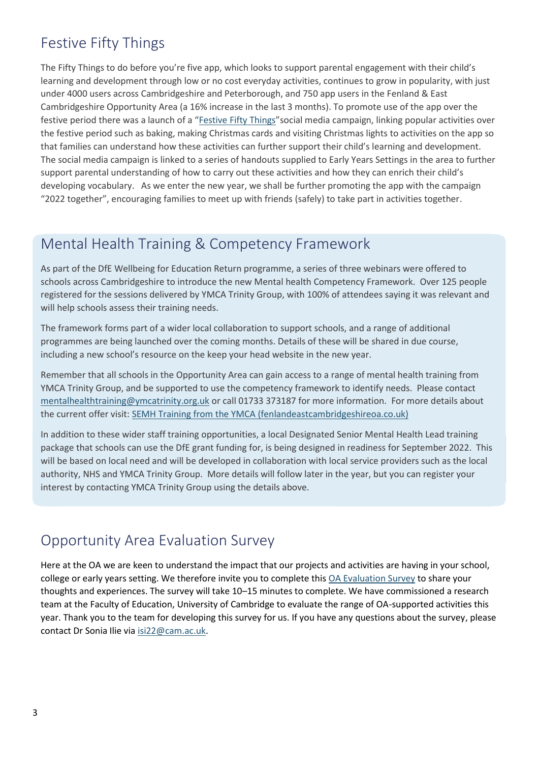## Festive Fifty Things

The Fifty Things to do before you're five app, which looks to support parental engagement with their child's learning and development through low or no cost everyday activities, continues to grow in popularity, with just under 4000 users across Cambridgeshire and Peterborough, and 750 app users in the Fenland & East Cambridgeshire Opportunity Area (a 16% increase in the last 3 months). To promote use of the app over the festive period there was a launch of a "Festive Fifty Things"social media campaign, linking popular activities over the festive period such as baking, making Christmas cards and visiting Christmas lights to activities on the app so that families can understand how these activities can further support their child's learning and development. The social media campaign is linked to a series of handouts supplied to Early Years Settings in the area to further support parental understanding of how to carry out these activities and how they can enrich their child's developing vocabulary. As we enter the new year, we shall be further promoting the app with the campaign "2022 together", encouraging families to meet up with friends (safely) to take part in activities together.

## Mental Health Training & Competency Framework

As part of the DfE Wellbeing for Education Return programme, a series of three webinars were offered to schools across Cambridgeshire to introduce the new Mental health Competency Framework. Over 125 people registered for the sessions delivered by YMCA Trinity Group, with 100% of attendees saying it was relevant and will help schools assess their training needs.

The framework forms part of a wider local collaboration to support schools, and a range of additional programmes are being launched over the coming months. Details of these will be shared in due course, including a new school's resource on the keep your head website in the new year.

Remember that all schools in the Opportunity Area can gain access to a range of mental health training from YMCA Trinity Group, and be supported to use the competency framework to identify needs. Please contact mentalhealthtraining@ymcatrinity.org.uk or call 01733 373187 for more information. For more details about the current offer visit: SEMH Training from the YMCA (fenlandeastcambridgeshireoa.co.uk)

In addition to these wider staff training opportunities, a local Designated Senior Mental Health Lead training package that schools can use the DfE grant funding for, is being designed in readiness for September 2022. This will be based on local need and will be developed in collaboration with local service providers such as the local authority, NHS and YMCA Trinity Group. More details will follow later in the year, but you can register your interest by contacting YMCA Trinity Group using the details above.

## Opportunity Area Evaluation Survey

Here at the OA we are keen to understand the impact that our projects and activities are having in your school, college or early years setting. We therefore invite you to complete this OA Evaluation Survey to share your thoughts and experiences. The survey will take 10–15 minutes to complete. We have commissioned a research team at the Faculty of Education, University of Cambridge to evaluate the range of OA-supported activities this year. Thank you to the team for developing this survey for us. If you have any questions about the survey, please contact Dr Sonia Ilie via isi22@cam.ac.uk.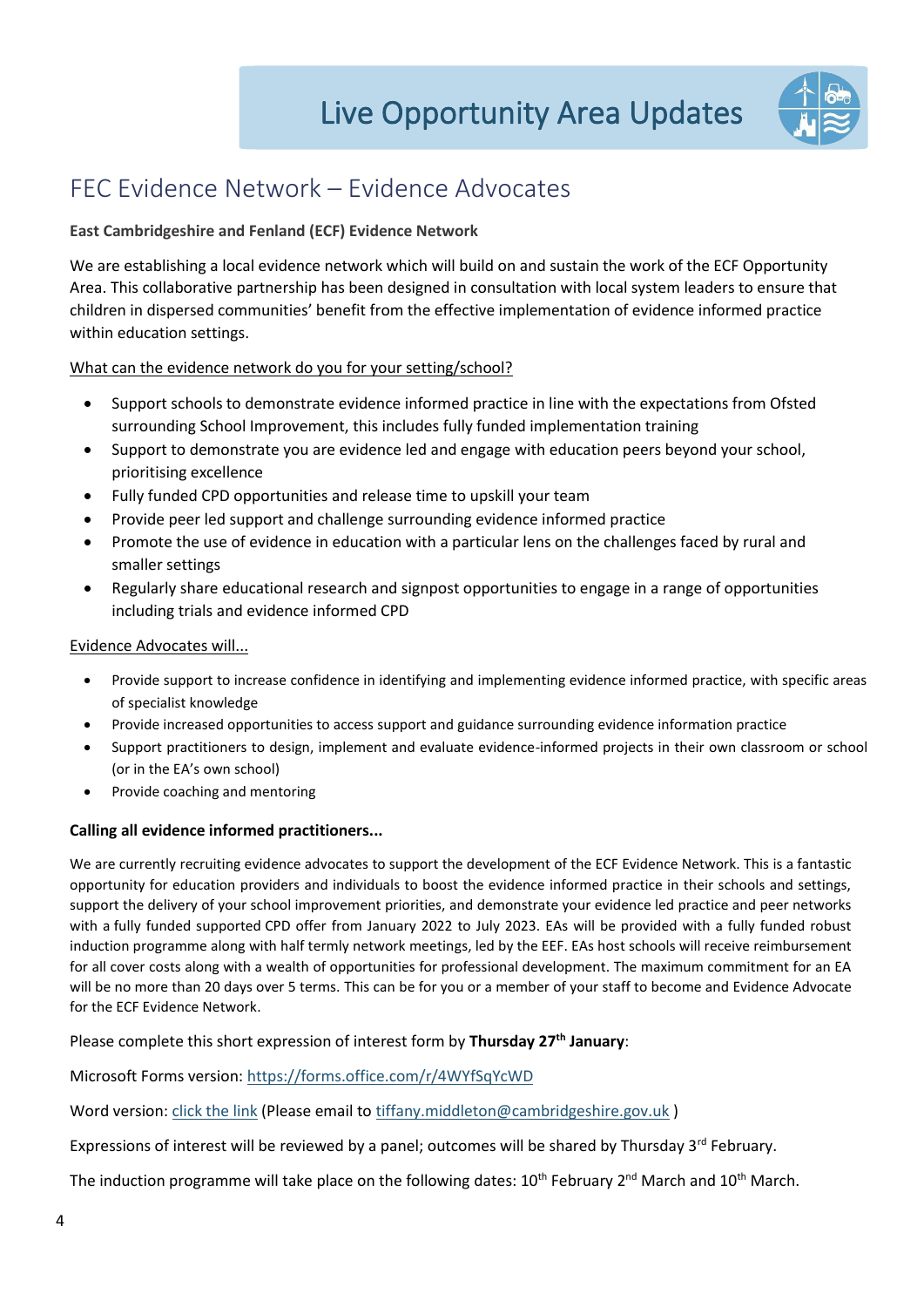# Live Opportunity Area Updates

## FEC Evidence Network – Evidence Advocates

**East Cambridgeshire and Fenland (ECF) Evidence Network**

We are establishing a local evidence network which will build on and sustain the work of the ECF Opportunity Area. This collaborative partnership has been designed in consultation with local system leaders to ensure that children in dispersed communities' benefit from the effective implementation of evidence informed practice within education settings.

What can the evidence network do you for your setting/school?

- Support schools to demonstrate evidence informed practice in line with the expectations from Ofsted surrounding School Improvement, this includes fully funded implementation training
- Support to demonstrate you are evidence led and engage with education peers beyond your school, prioritising excellence
- Fully funded CPD opportunities and release time to upskill your team
- Provide peer led support and challenge surrounding evidence informed practice
- Promote the use of evidence in education with a particular lens on the challenges faced by rural and smaller settings
- Regularly share educational research and signpost opportunities to engage in a range of opportunities including trials and evidence informed CPD

Evidence Advocates will...

- Provide support to increase confidence in identifying and implementing evidence informed practice, with specific areas of specialist knowledge
- Provide increased opportunities to access support and guidance surrounding evidence information practice
- Support practitioners to design, implement and evaluate evidence-informed projects in their own classroom or school (or in the EA's own school)
- Provide coaching and mentoring

**Calling all evidence informed practitioners...**

We are currently recruiting evidence advocates to support the development of the ECF Evidence Network. This is a fantastic opportunity for education providers and individuals to boost the evidence informed practice in their schools and settings, support the delivery of your school improvement priorities, and demonstrate your evidence led practice and peer networks with a fully funded supported CPD offer from January 2022 to July 2023. EAs will be provided with a fully funded robust induction programme along with half termly network meetings, led by the EEF. EAs host schools will receive reimbursement for all cover costs along with a wealth of opportunities for professional development. The maximum commitment for an EA will be no more than 20 days over 5 terms. This can be for you or a member of your staff to become and Evidence Advocate for the ECF Evidence Network.

Please complete this short expression of interest form by **Thursday 27th January**:

Microsoft Forms version: https://forms.office.com/r/4WYfSqYcWD

Word version: click the link (Please email to tiffany.middleton@cambridgeshire.gov.uk )

Expressions of interest will be reviewed by a panel; outcomes will be shared by Thursday 3rd February.

The induction programme will take place on the following dates: 10th February 2nd March and 10th March.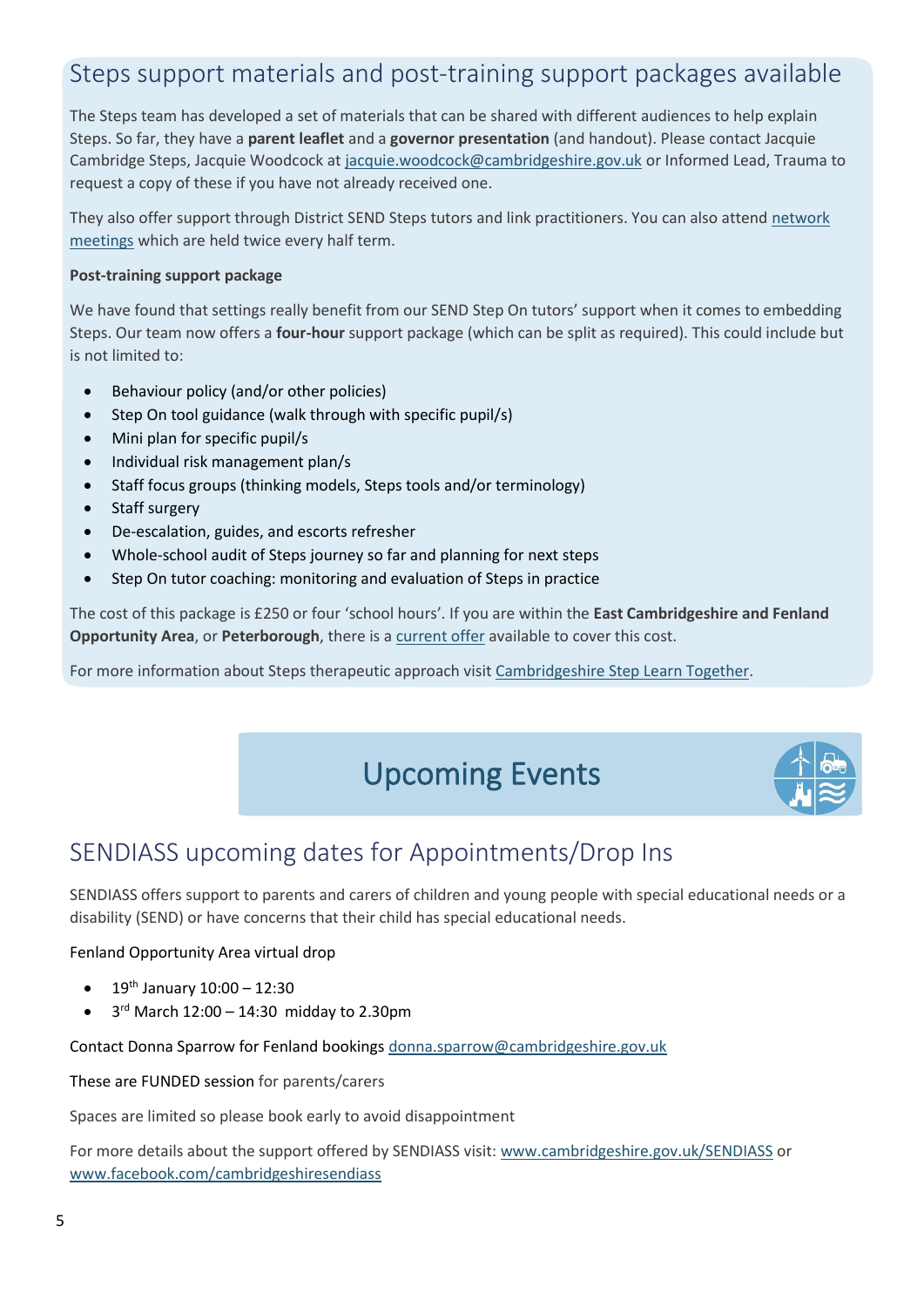## Steps support materials and post-training support packages available

The Steps team has developed a set of materials that can be shared with different audiences to help explain Steps. So far, they have a **parent leaflet** and a **governor presentation** (and handout). Please contact Jacquie Cambridge Steps, Jacquie Woodcock at jacquie.woodcock@cambridgeshire.gov.uk or Informed Lead, Trauma to request a copy of these if you have not already received one.

They also offer support through District SEND Steps tutors and link practitioners. You can also attend network meetings which are held twice every half term.

**Post-training support package**

We have found that settings really benefit from our SEND Step On tutors' support when it comes to embedding Steps. Our team now offers a **four-hour** support package (which can be split as required). This could include but is not limited to:

- Behaviour policy (and/or other policies)
- Step On tool guidance (walk through with specific pupil/s)
- Mini plan for specific pupil/s
- Individual risk management plan/s
- Staff focus groups (thinking models, Steps tools and/or terminology)
- Staff surgery
- De-escalation, guides, and escorts refresher
- Whole-school audit of Steps journey so far and planning for next steps
- Step On tutor coaching: monitoring and evaluation of Steps in practice

The cost of this package is £250 or four 'school hours'. If you are within the **East Cambridgeshire and Fenland Opportunity Area**, or **Peterborough**, there is a current offer available to cover this cost.

For more information about Steps therapeutic approach visit Cambridgeshire Step Learn Together.

# Upcoming Events

## SENDIASS upcoming dates for Appointments/Drop Ins

SENDIASS offers support to parents and carers of children and young people with special educational needs or a disability (SEND) or have concerns that their child has special educational needs.

Fenland Opportunity Area virtual drop

- 19th January 10:00 – 12:30
- 3rd March 12:00 – 14:30 midday to 2.30pm

Contact Donna Sparrow for Fenland bookings donna.sparrow@cambridgeshire.gov.uk

These are FUNDED session for parents/carers

Spaces are limited so please book early to avoid disappointment

For more details about the support offered by SENDIASS visit: www.cambridgeshire.gov.uk/SENDIASS or www.facebook.com/cambridgeshiresendiass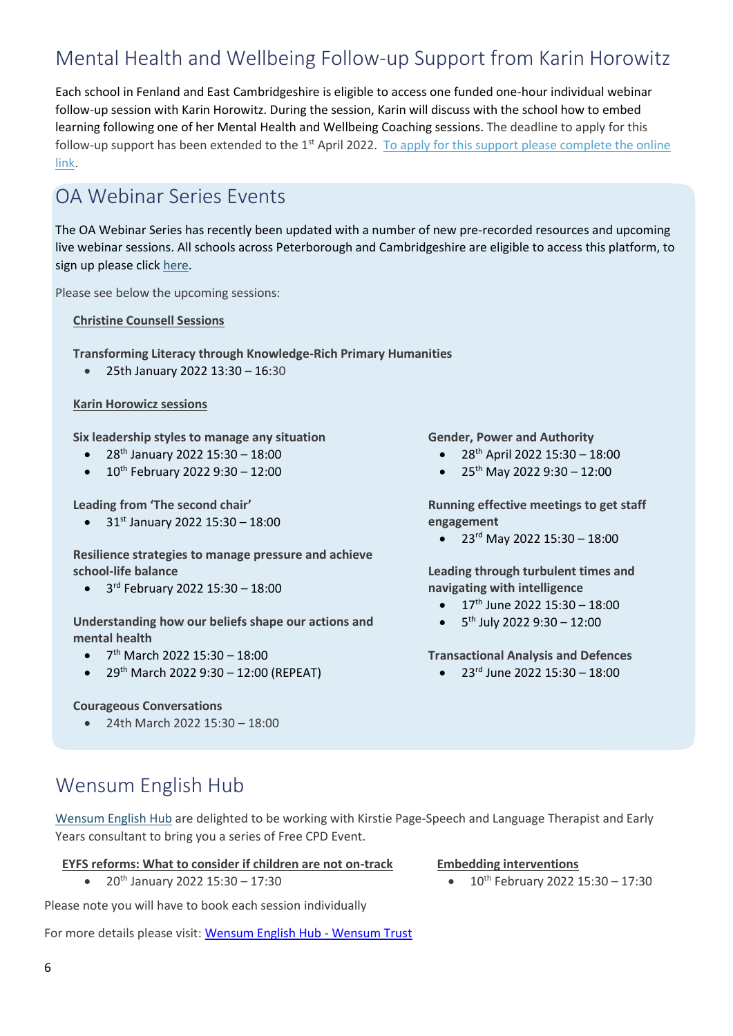## Mental Health and Wellbeing Follow-up Support from Karin Horowitz

Each school in Fenland and East Cambridgeshire is eligible to access one funded one-hour individual webinar follow-up session with Karin Horowitz. During the session, Karin will discuss with the school how to embed learning following one of her Mental Health and Wellbeing Coaching sessions. The deadline to apply for this follow-up support has been extended to the 1st April 2022. To apply for this support please complete the online link.

## OA Webinar Series Events

The OA Webinar Series has recently been updated with a number of new pre-recorded resources and upcoming live webinar sessions. All schools across Peterborough and Cambridgeshire are eligible to access this platform, to sign up please click here.

Please see below the upcoming sessions:

**Christine Counsell Sessions**

**Transforming Literacy through Knowledge-Rich Primary Humanities**

- 25th January 2022 13:30 – 16:30

**Karin Horowicz sessions**

**Six leadership styles to manage any situation**

- 28th January 2022 15:30 – 18:00
- 10th February 2022 9:30 – 12:00

**Leading from 'The second chair'**

- 31st January 2022 15:30 – 18:00

**Resilience strategies to manage pressure and achieve school-life balance**

- 3rd February 2022 15:30 – 18:00

**Understanding how our beliefs shape our actions and mental health**

- 7th March 2022 15:30 – 18:00
- 29th March 2022 9:30 – 12:00 (REPEAT)

**Courageous Conversations**

- 24th March 2022 15:30 – 18:00

**Gender, Power and Authority**

- 28th April 2022 15:30 – 18:00
- 25th May 2022 9:30 – 12:00

**Running effective meetings to get staff engagement**

- 23rd May 2022 15:30 – 18:00

**Leading through turbulent times and navigating with intelligence**

- 17th June 2022 15:30 – 18:00
- 5th July 2022 9:30 – 12:00

**Transactional Analysis and Defences**

- 23rd June 2022 15:30 – 18:00

## Wensum English Hub

Wensum English Hub are delighted to be working with Kirstie Page-Speech and Language Therapist and Early Years consultant to bring you a series of Free CPD Event.

**EYFS reforms: What to consider if children are not on-track**

- 20th January 2022 15:30 – 17:30

**Embedding interventions**

- 10th February 2022 15:30 – 17:30

Please note you will have to book each session individually

For more details please visit: Wensum English Hub - Wensum Trust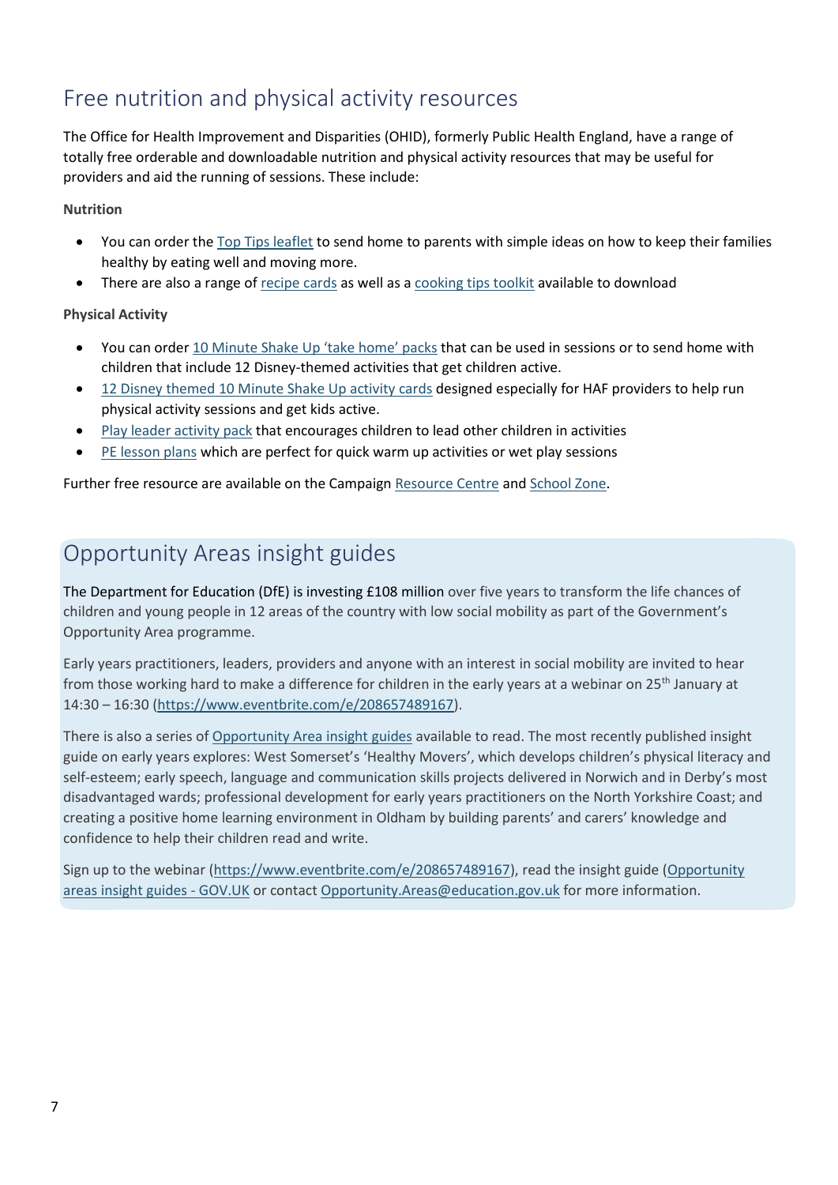## Free nutrition and physical activity resources

The Office for Health Improvement and Disparities (OHID), formerly Public Health England, have a range of totally free orderable and downloadable nutrition and physical activity resources that may be useful for providers and aid the running of sessions. These include:

**Nutrition**

- You can order the Top Tips leaflet to send home to parents with simple ideas on how to keep their families healthy by eating well and moving more.
- There are also a range of recipe cards as well as a cooking tips toolkit available to download

**Physical Activity**

- You can order 10 Minute Shake Up 'take home' packs that can be used in sessions or to send home with children that include 12 Disney-themed activities that get children active.
- 12 Disney themed 10 Minute Shake Up activity cards designed especially for HAF providers to help run physical activity sessions and get kids active.
- Play leader activity pack that encourages children to lead other children in activities
- PE lesson plans which are perfect for quick warm up activities or wet play sessions

Further free resource are available on the Campaign Resource Centre and School Zone.

## Opportunity Areas insight guides

The Department for Education (DfE) is investing £108 million over five years to transform the life chances of children and young people in 12 areas of the country with low social mobility as part of the Government's Opportunity Area programme.

Early years practitioners, leaders, providers and anyone with an interest in social mobility are invited to hear from those working hard to make a difference for children in the early years at a webinar on 25th January at 14:30 – 16:30 (https://www.eventbrite.com/e/208657489167).

There is also a series of Opportunity Area insight guides available to read. The most recently published insight guide on early years explores: West Somerset's 'Healthy Movers', which develops children's physical literacy and self-esteem; early speech, language and communication skills projects delivered in Norwich and in Derby's most disadvantaged wards; professional development for early years practitioners on the North Yorkshire Coast; and creating a positive home learning environment in Oldham by building parents' and carers' knowledge and confidence to help their children read and write.

Sign up to the webinar (https://www.eventbrite.com/e/208657489167), read the insight guide (Opportunity areas insight guides - GOV.UK or contact Opportunity.Areas@education.gov.uk for more information.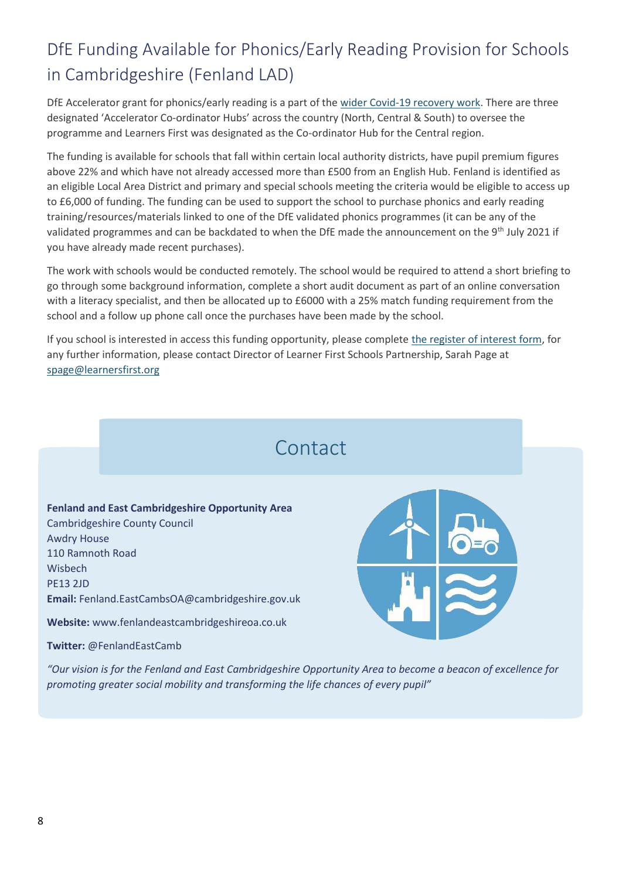## DfE Funding Available for Phonics/Early Reading Provision for Schools in Cambridgeshire (Fenland LAD)

DfE Accelerator grant for phonics/early reading is a part of the wider Covid-19 recovery work. There are three designated 'Accelerator Co-ordinator Hubs' across the country (North, Central & South) to oversee the programme and Learners First was designated as the Co-ordinator Hub for the Central region.

The funding is available for schools that fall within certain local authority districts, have pupil premium figures above 22% and which have not already accessed more than £500 from an English Hub. Fenland is identified as an eligible Local Area District and primary and special schools meeting the criteria would be eligible to access up to £6,000 of funding. The funding can be used to support the school to purchase phonics and early reading training/resources/materials linked to one of the DfE validated phonics programmes (it can be any of the validated programmes and can be backdated to when the DfE made the announcement on the 9th July 2021 if you have already made recent purchases).

The work with schools would be conducted remotely. The school would be required to attend a short briefing to go through some background information, complete a short audit document as part of an online conversation with a literacy specialist, and then be allocated up to £6000 with a 25% match funding requirement from the school and a follow up phone call once the purchases have been made by the school.

If you school is interested in access this funding opportunity, please complete the register of interest form, for any further information, please contact Director of Learner First Schools Partnership, Sarah Page at spage@learnersfirst.org

## Contact

**Fenland and East Cambridgeshire Opportunity Area**
Cambridgeshire County Council
Awdry House
110 Ramnoth Road
Wisbech
PE13 2JD
**Email:** Fenland.EastCambsOA@cambridgeshire.gov.uk

**Website:** www.fenlandeastcambridgeshireoa.co.uk

**Twitter:** @FenlandEastCamb

*"Our vision is for the Fenland and East Cambridgeshire Opportunity Area to become a beacon of excellence for promoting greater social mobility and transforming the life chances of every pupil"*